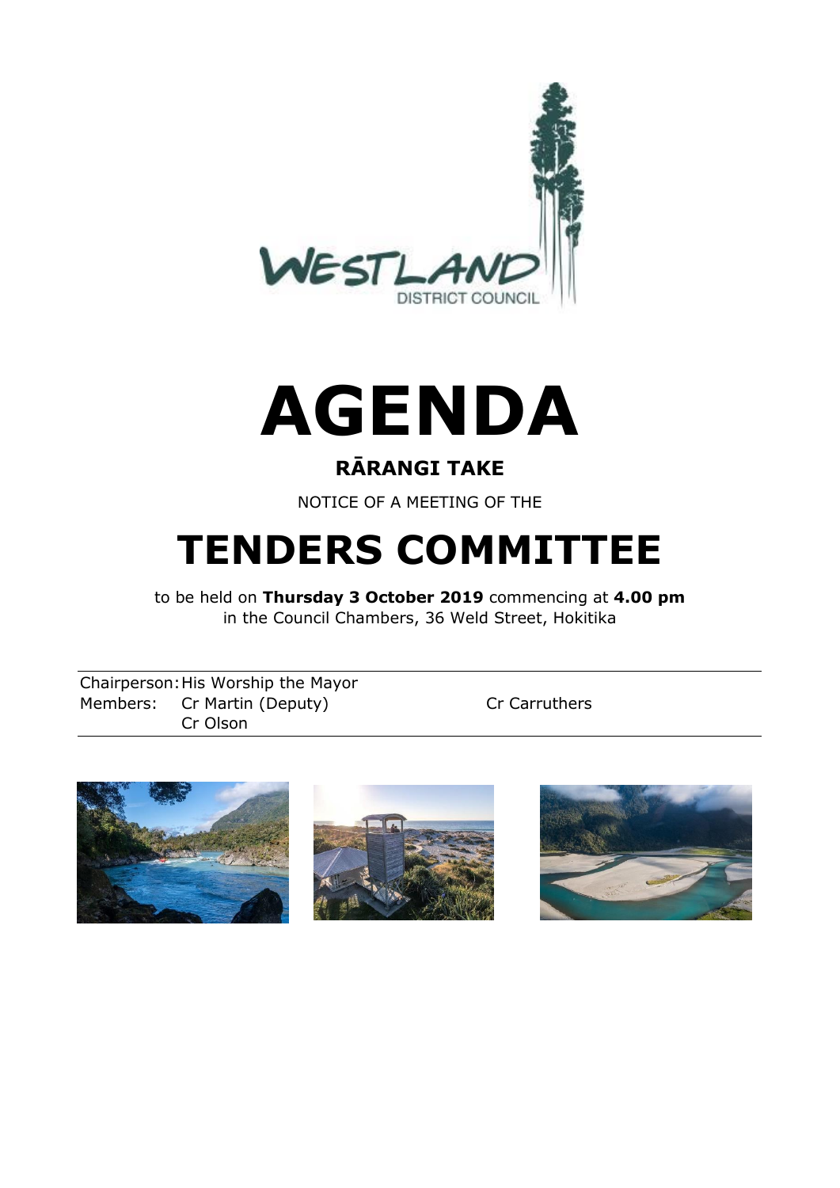# AGENDA

## RĀRANGI TAKE

NOTICE OF A MEETING OF THE

# TENDERS COMMITTEE

to be held on **Thursday 3 October 2019** commencing at **4.00 pm**
in the Council Chambers, 36 Weld Street, Hokitika

| | | |
|---|---|---|
| Chairperson: | His Worship the Mayor | |
| Members: | Cr Martin (Deputy) | Cr Carruthers |
| | Cr Olson | |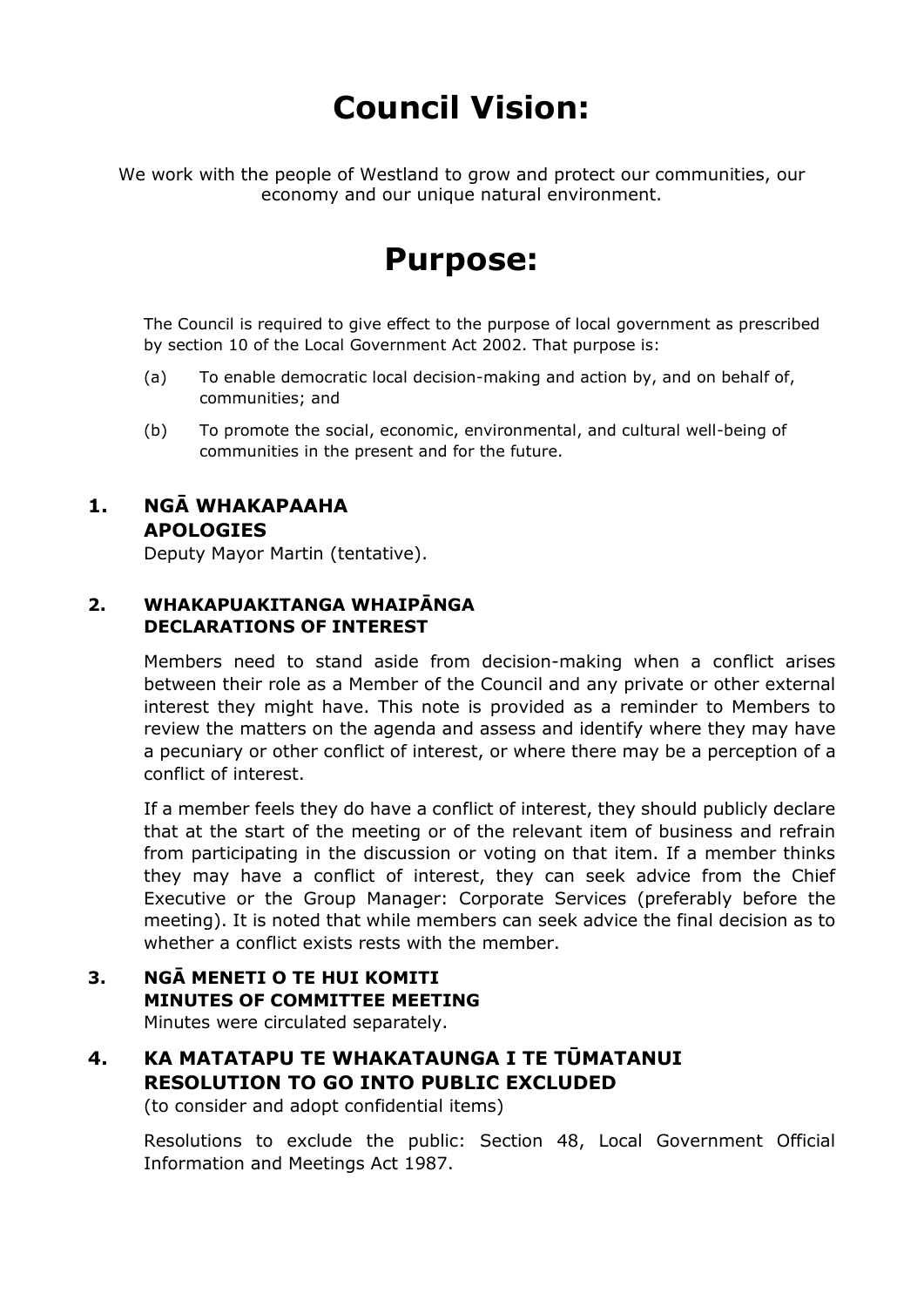# Council Vision:

We work with the people of Westland to grow and protect our communities, our economy and our unique natural environment.

# Purpose:

The Council is required to give effect to the purpose of local government as prescribed by section 10 of the Local Government Act 2002. That purpose is:

(a) To enable democratic local decision-making and action by, and on behalf of, communities; and

(b) To promote the social, economic, environmental, and cultural well-being of communities in the present and for the future.

## 1. NGĀ WHAKAPAAHA APOLOGIES

Deputy Mayor Martin (tentative).

## 2. WHAKAPUAKITANGA WHAIPĀNGA DECLARATIONS OF INTEREST

Members need to stand aside from decision-making when a conflict arises between their role as a Member of the Council and any private or other external interest they might have. This note is provided as a reminder to Members to review the matters on the agenda and assess and identify where they may have a pecuniary or other conflict of interest, or where there may be a perception of a conflict of interest.

If a member feels they do have a conflict of interest, they should publicly declare that at the start of the meeting or of the relevant item of business and refrain from participating in the discussion or voting on that item. If a member thinks they may have a conflict of interest, they can seek advice from the Chief Executive or the Group Manager: Corporate Services (preferably before the meeting). It is noted that while members can seek advice the final decision as to whether a conflict exists rests with the member.

## 3. NGĀ MENETI O TE HUI KOMITI MINUTES OF COMMITTEE MEETING

Minutes were circulated separately.

## 4. KA MATATAPU TE WHAKATAUNGA I TE TŪMATANUI RESOLUTION TO GO INTO PUBLIC EXCLUDED

(to consider and adopt confidential items)

Resolutions to exclude the public: Section 48, Local Government Official Information and Meetings Act 1987.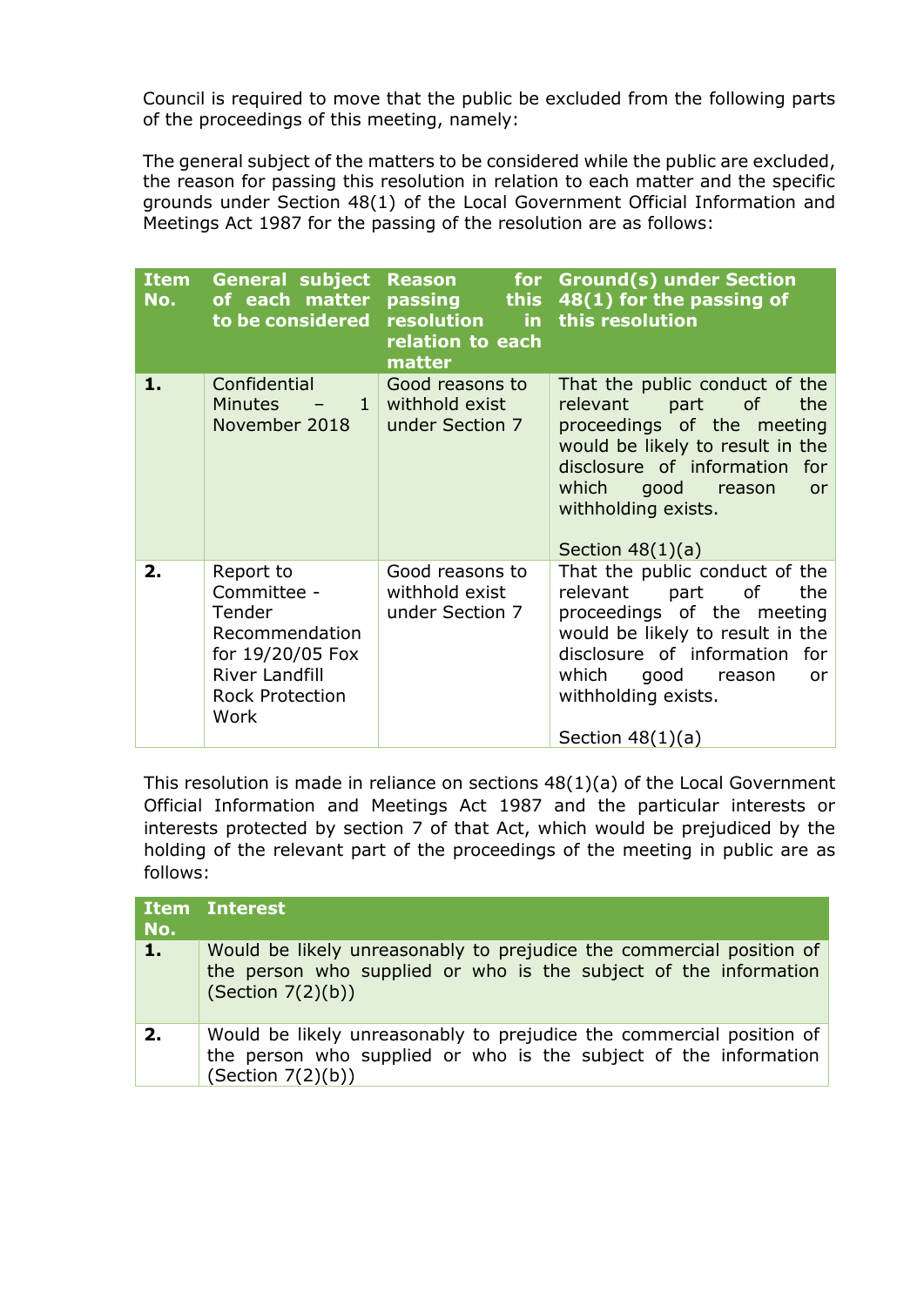Council is required to move that the public be excluded from the following parts of the proceedings of this meeting, namely:

The general subject of the matters to be considered while the public are excluded, the reason for passing this resolution in relation to each matter and the specific grounds under Section 48(1) of the Local Government Official Information and Meetings Act 1987 for the passing of the resolution are as follows:

| Item No. | General subject of each matter to be considered | Reason for passing this resolution in relation to each matter | Ground(s) under Section 48(1) for the passing of this resolution |
|---|---|---|---|
| **1.** | Confidential Minutes – 1 November 2018 | Good reasons to withhold exist under Section 7 | That the public conduct of the relevant part of the proceedings of the meeting would be likely to result in the disclosure of information for which good reason or withholding exists.<br><br>Section 48(1)(a) |
| **2.** | Report to Committee - Tender Recommendation for 19/20/05 Fox River Landfill Rock Protection Work | Good reasons to withhold exist under Section 7 | That the public conduct of the relevant part of the proceedings of the meeting would be likely to result in the disclosure of information for which good reason or withholding exists.<br><br>Section 48(1)(a) |

This resolution is made in reliance on sections 48(1)(a) of the Local Government Official Information and Meetings Act 1987 and the particular interests or interests protected by section 7 of that Act, which would be prejudiced by the holding of the relevant part of the proceedings of the meeting in public are as follows:

| Item No. | Interest |
|---|---|
| **1.** | Would be likely unreasonably to prejudice the commercial position of the person who supplied or who is the subject of the information (Section 7(2)(b)) |
| **2.** | Would be likely unreasonably to prejudice the commercial position of the person who supplied or who is the subject of the information (Section 7(2)(b)) |